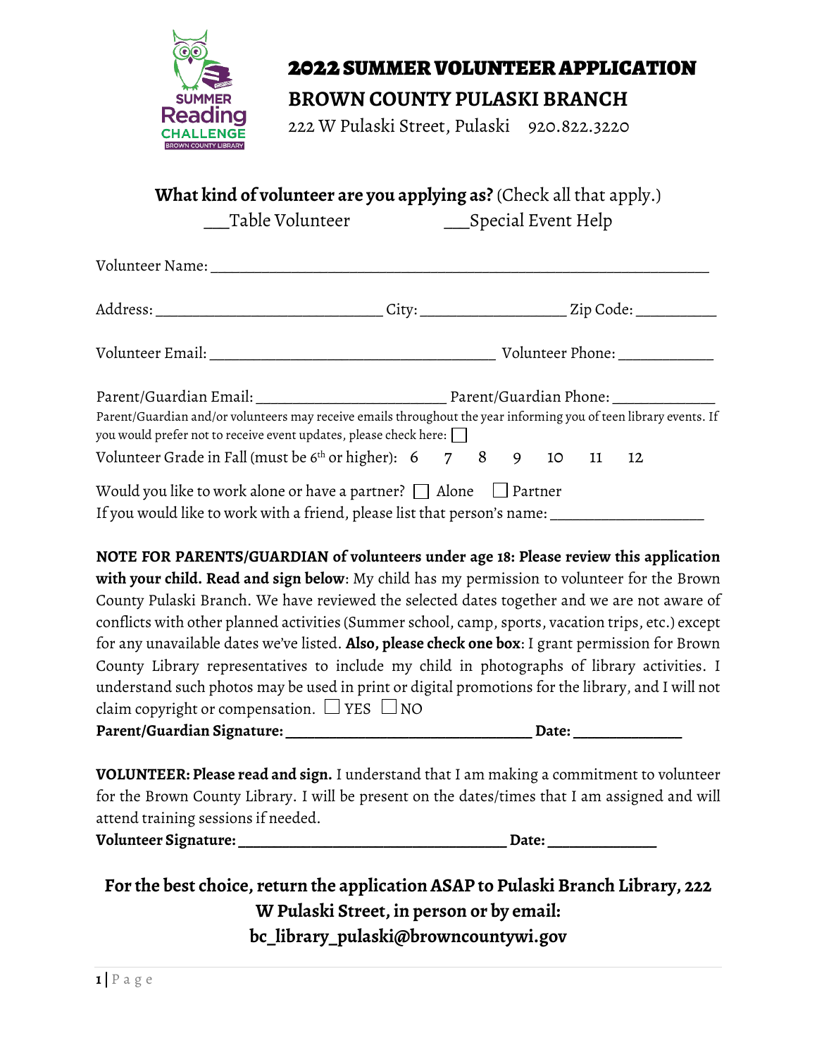# 2022 SUMMER VOLUNTEER APPLICATION

## BROWN COUNTY PULASKI BRANCH

222 W Pulaski Street, Pulaski 920.822.3220

**What kind of volunteer are you applying as?** (Check all that apply.)

___Table Volunteer ___Special Event Help

Volunteer Name: ______________________________________________

Address: ____________________ City: _____________ Zip Code: _______

Volunteer Email: __________________________ Volunteer Phone: ________

Parent/Guardian Email: _______________ Parent/Guardian Phone: ________

Parent/Guardian and/or volunteers may receive emails throughout the year informing you of teen library events. If you would prefer not to receive event updates, please check here: ☐

Volunteer Grade in Fall (must be 6th or higher): 6 7 8 9 10 11 12

Would you like to work alone or have a partner? ☐ Alone ☐ Partner

If you would like to work with a friend, please list that person's name: ____________

**NOTE FOR PARENTS/GUARDIAN of volunteers under age 18: Please review this application with your child. Read and sign below**: My child has my permission to volunteer for the Brown County Pulaski Branch. We have reviewed the selected dates together and we are not aware of conflicts with other planned activities (Summer school, camp, sports, vacation trips, etc.) except for any unavailable dates we've listed. **Also, please check one box**: I grant permission for Brown County Library representatives to include my child in photographs of library activities. I understand such photos may be used in print or digital promotions for the library, and I will not claim copyright or compensation. ☐ YES ☐ NO

**Parent/Guardian Signature: ______________________ Date: __________**

**VOLUNTEER: Please read and sign.** I understand that I am making a commitment to volunteer for the Brown County Library. I will be present on the dates/times that I am assigned and will attend training sessions if needed.

**Volunteer Signature: ________________________ Date: __________**

**For the best choice, return the application ASAP to Pulaski Branch Library, 222 W Pulaski Street, in person or by email: bc_library_pulaski@browncountywi.gov**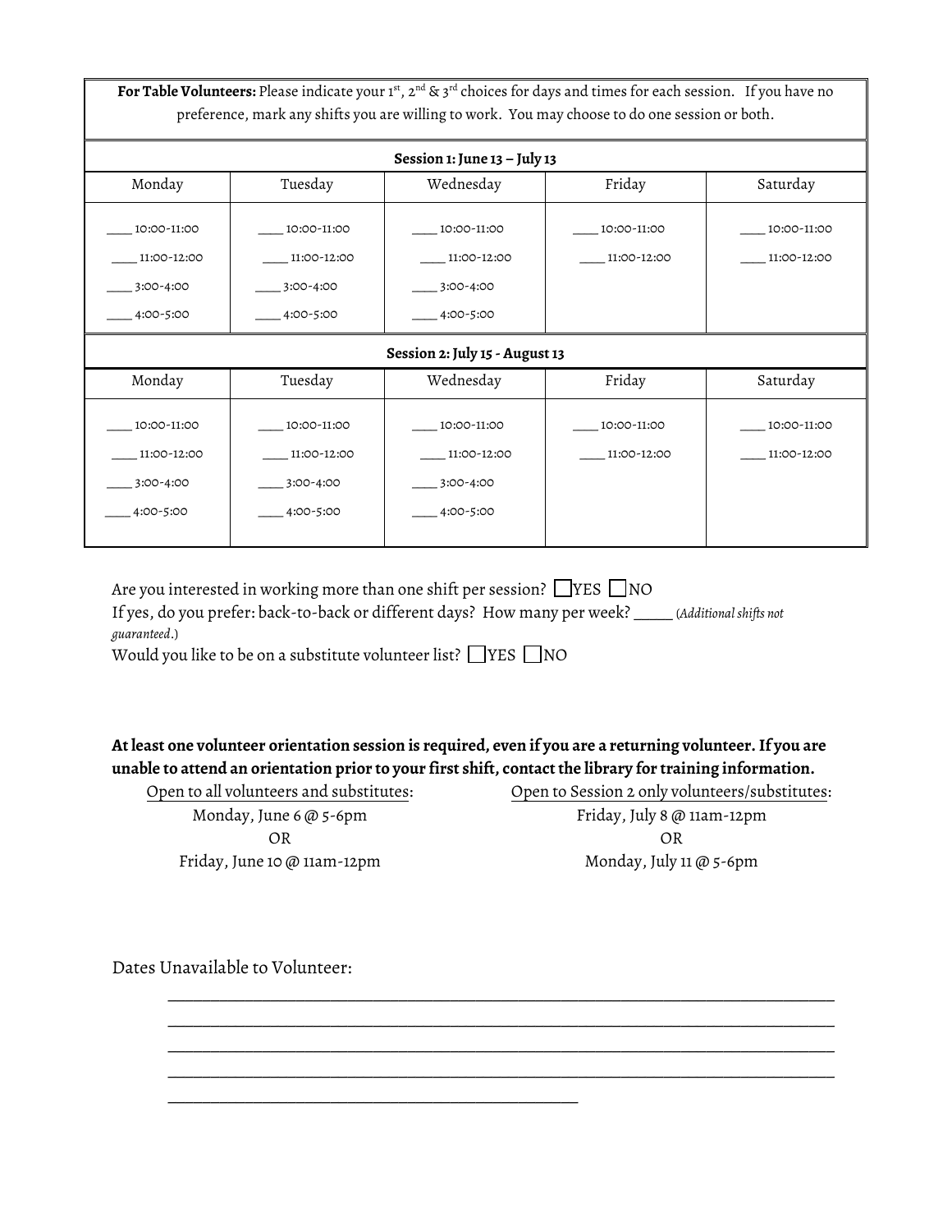**For Table Volunteers:** Please indicate your 1st, 2nd & 3rd choices for days and times for each session. If you have no preference, mark any shifts you are willing to work. You may choose to do one session or both.

| **Session 1: June 13 – July 13** | | | | |
|---|---|---|---|---|
| Monday | Tuesday | Wednesday | Friday | Saturday |
| ____ 10:00-11:00<br>____ 11:00-12:00<br>____ 3:00-4:00<br>____ 4:00-5:00 | ____ 10:00-11:00<br>____ 11:00-12:00<br>____ 3:00-4:00<br>____ 4:00-5:00 | ____ 10:00-11:00<br>____ 11:00-12:00<br>____ 3:00-4:00<br>____ 4:00-5:00 | ____ 10:00-11:00<br>____ 11:00-12:00 | ____ 10:00-11:00<br>____ 11:00-12:00 |
| **Session 2: July 15 - August 13** | | | | |
| Monday | Tuesday | Wednesday | Friday | Saturday |
| ____ 10:00-11:00<br>____ 11:00-12:00<br>____ 3:00-4:00<br>____ 4:00-5:00 | ____ 10:00-11:00<br>____ 11:00-12:00<br>____ 3:00-4:00<br>____ 4:00-5:00 | ____ 10:00-11:00<br>____ 11:00-12:00<br>____ 3:00-4:00<br>____ 4:00-5:00 | ____ 10:00-11:00<br>____ 11:00-12:00 | ____ 10:00-11:00<br>____ 11:00-12:00 |

Are you interested in working more than one shift per session? ☐ YES ☐ NO

If yes, do you prefer: back-to-back or different days? How many per week? _____ (*Additional shifts not guaranteed*.)

Would you like to be on a substitute volunteer list? ☐ YES ☐ NO

**At least one volunteer orientation session is required, even if you are a returning volunteer. If you are unable to attend an orientation prior to your first shift, contact the library for training information.**

Open to all volunteers and substitutes:

Monday, June 6 @ 5-6pm
OR
Friday, June 10 @ 11am-12pm

Open to Session 2 only volunteers/substitutes:

Friday, July 8 @ 11am-12pm
OR
Monday, July 11 @ 5-6pm

Dates Unavailable to Volunteer:

______________________________________________________________________________
______________________________________________________________________________
______________________________________________________________________________
______________________________________________________________________________
__________________________________________________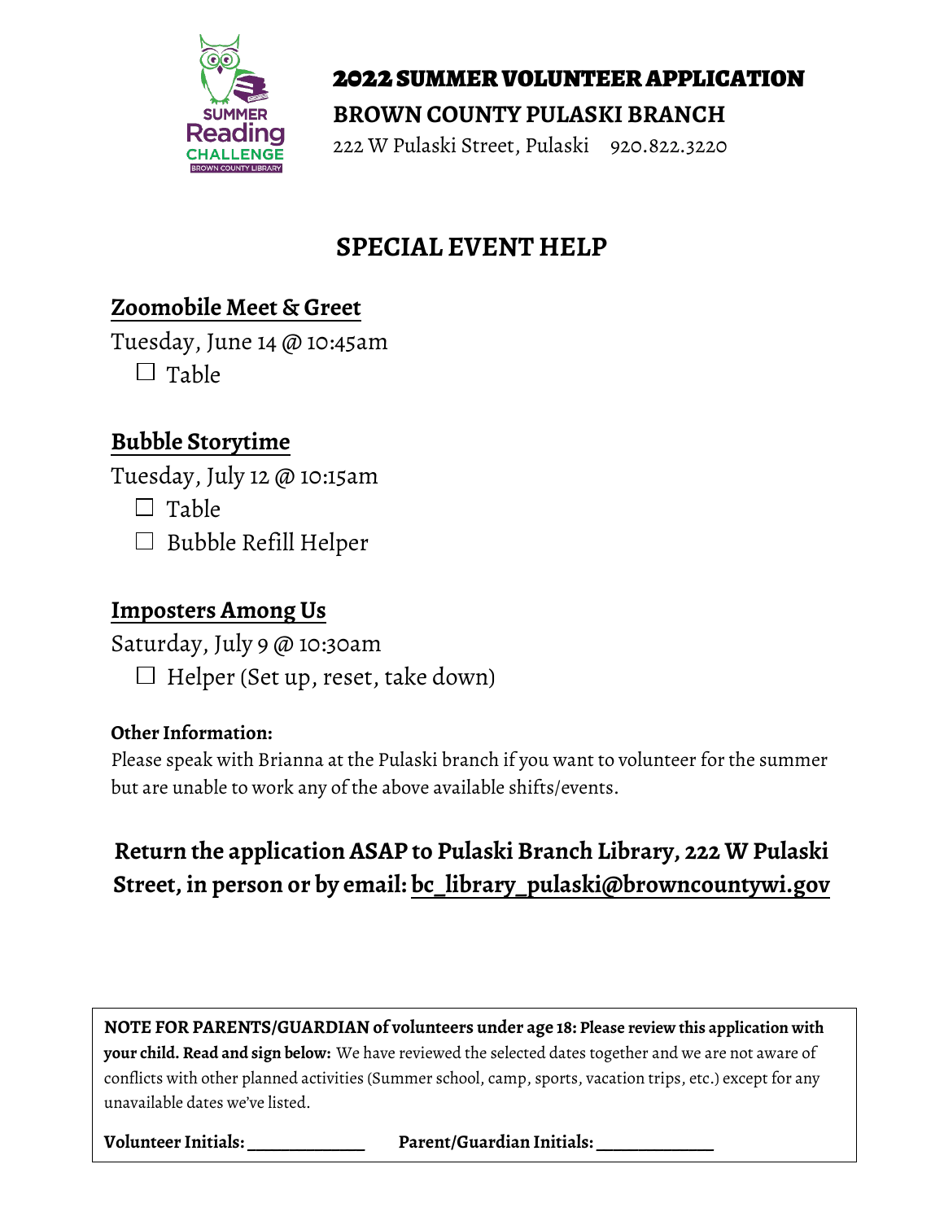# 2022 SUMMER VOLUNTEER APPLICATION

## BROWN COUNTY PULASKI BRANCH

222 W Pulaski Street, Pulaski 920.822.3220

## SPECIAL EVENT HELP

### Zoomobile Meet & Greet

Tuesday, June 14 @ 10:45am

- ☐ Table

### Bubble Storytime

Tuesday, July 12 @ 10:15am

- ☐ Table
- ☐ Bubble Refill Helper

### Imposters Among Us

Saturday, July 9 @ 10:30am

- ☐ Helper (Set up, reset, take down)

**Other Information:**

Please speak with Brianna at the Pulaski branch if you want to volunteer for the summer but are unable to work any of the above available shifts/events.

**Return the application ASAP to Pulaski Branch Library, 222 W Pulaski Street, in person or by email: bc_library_pulaski@browncountywi.gov**

**NOTE FOR PARENTS/GUARDIAN of volunteers under age 18: Please review this application with your child. Read and sign below:** We have reviewed the selected dates together and we are not aware of conflicts with other planned activities (Summer school, camp, sports, vacation trips, etc.) except for any unavailable dates we've listed.

**Volunteer Initials:** ____________ **Parent/Guardian Initials:** ____________